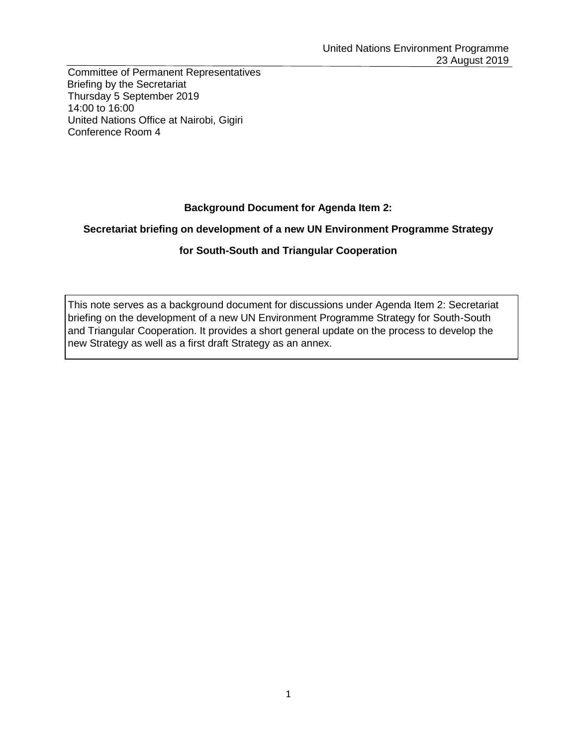United Nations Environment Programme
23 August 2019

Committee of Permanent Representatives
Briefing by the Secretariat
Thursday 5 September 2019
14:00 to 16:00
United Nations Office at Nairobi, Gigiri
Conference Room 4

**Background Document for Agenda Item 2:**

**Secretariat briefing on development of a new UN Environment Programme Strategy**

**for South-South and Triangular Cooperation**

This note serves as a background document for discussions under Agenda Item 2: Secretariat briefing on the development of a new UN Environment Programme Strategy for South-South and Triangular Cooperation. It provides a short general update on the process to develop the new Strategy as well as a first draft Strategy as an annex.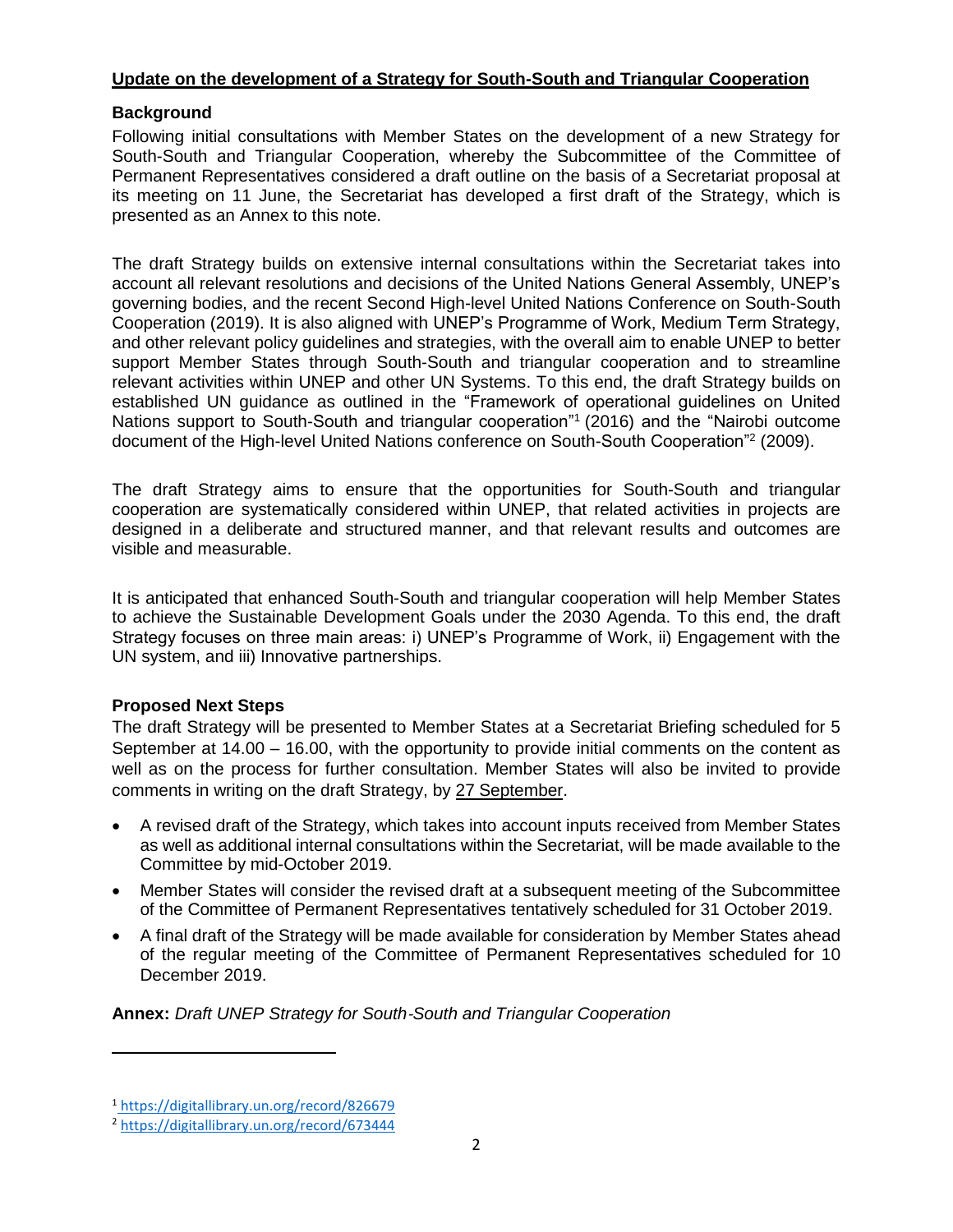**<u>Update on the development of a Strategy for South-South and Triangular Cooperation</u>**

**Background**

Following initial consultations with Member States on the development of a new Strategy for South-South and Triangular Cooperation, whereby the Subcommittee of the Committee of Permanent Representatives considered a draft outline on the basis of a Secretariat proposal at its meeting on 11 June, the Secretariat has developed a first draft of the Strategy, which is presented as an Annex to this note.

The draft Strategy builds on extensive internal consultations within the Secretariat takes into account all relevant resolutions and decisions of the United Nations General Assembly, UNEP's governing bodies, and the recent Second High-level United Nations Conference on South-South Cooperation (2019). It is also aligned with UNEP's Programme of Work, Medium Term Strategy, and other relevant policy guidelines and strategies, with the overall aim to enable UNEP to better support Member States through South-South and triangular cooperation and to streamline relevant activities within UNEP and other UN Systems. To this end, the draft Strategy builds on established UN guidance as outlined in the "Framework of operational guidelines on United Nations support to South-South and triangular cooperation"[1] (2016) and the "Nairobi outcome document of the High-level United Nations conference on South-South Cooperation"[2] (2009).

The draft Strategy aims to ensure that the opportunities for South-South and triangular cooperation are systematically considered within UNEP, that related activities in projects are designed in a deliberate and structured manner, and that relevant results and outcomes are visible and measurable.

It is anticipated that enhanced South-South and triangular cooperation will help Member States to achieve the Sustainable Development Goals under the 2030 Agenda. To this end, the draft Strategy focuses on three main areas: i) UNEP's Programme of Work, ii) Engagement with the UN system, and iii) Innovative partnerships.

**Proposed Next Steps**

The draft Strategy will be presented to Member States at a Secretariat Briefing scheduled for 5 September at 14.00 – 16.00, with the opportunity to provide initial comments on the content as well as on the process for further consultation. Member States will also be invited to provide comments in writing on the draft Strategy, by <u>27 September</u>.

- A revised draft of the Strategy, which takes into account inputs received from Member States as well as additional internal consultations within the Secretariat, will be made available to the Committee by mid-October 2019.
- Member States will consider the revised draft at a subsequent meeting of the Subcommittee of the Committee of Permanent Representatives tentatively scheduled for 31 October 2019.
- A final draft of the Strategy will be made available for consideration by Member States ahead of the regular meeting of the Committee of Permanent Representatives scheduled for 10 December 2019.

**Annex:** *Draft UNEP Strategy for South-South and Triangular Cooperation*

---

[1] https://digitallibrary.un.org/record/826679

[2] https://digitallibrary.un.org/record/673444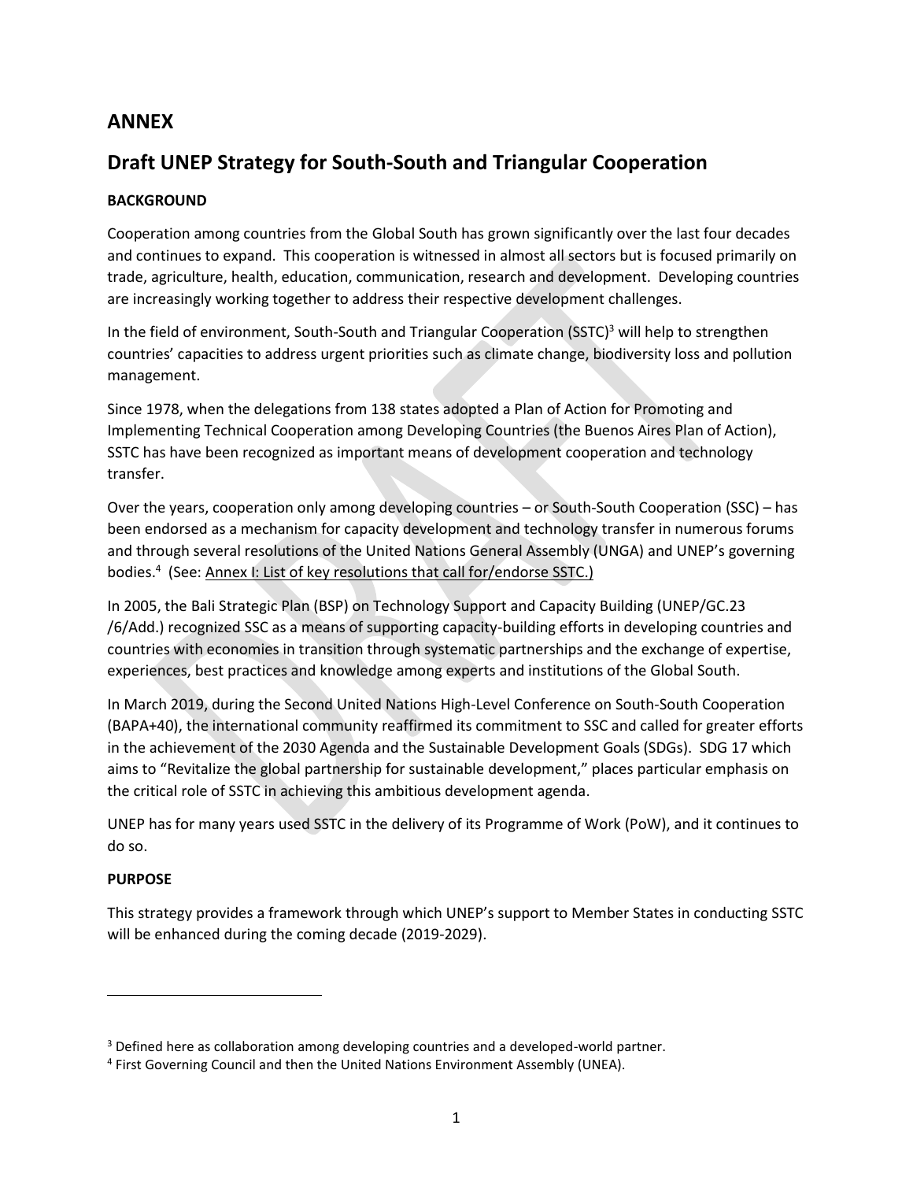## ANNEX

# Draft UNEP Strategy for South-South and Triangular Cooperation

**BACKGROUND**

Cooperation among countries from the Global South has grown significantly over the last four decades and continues to expand. This cooperation is witnessed in almost all sectors but is focused primarily on trade, agriculture, health, education, communication, research and development. Developing countries are increasingly working together to address their respective development challenges.

In the field of environment, South-South and Triangular Cooperation (SSTC)[3] will help to strengthen countries' capacities to address urgent priorities such as climate change, biodiversity loss and pollution management.

Since 1978, when the delegations from 138 states adopted a Plan of Action for Promoting and Implementing Technical Cooperation among Developing Countries (the Buenos Aires Plan of Action), SSTC has have been recognized as important means of development cooperation and technology transfer.

Over the years, cooperation only among developing countries – or South-South Cooperation (SSC) – has been endorsed as a mechanism for capacity development and technology transfer in numerous forums and through several resolutions of the United Nations General Assembly (UNGA) and UNEP's governing bodies.[4] (See: Annex I: List of key resolutions that call for/endorse SSTC.)

In 2005, the Bali Strategic Plan (BSP) on Technology Support and Capacity Building (UNEP/GC.23 /6/Add.) recognized SSC as a means of supporting capacity-building efforts in developing countries and countries with economies in transition through systematic partnerships and the exchange of expertise, experiences, best practices and knowledge among experts and institutions of the Global South.

In March 2019, during the Second United Nations High-Level Conference on South-South Cooperation (BAPA+40), the international community reaffirmed its commitment to SSC and called for greater efforts in the achievement of the 2030 Agenda and the Sustainable Development Goals (SDGs). SDG 17 which aims to "Revitalize the global partnership for sustainable development," places particular emphasis on the critical role of SSTC in achieving this ambitious development agenda.

UNEP has for many years used SSTC in the delivery of its Programme of Work (PoW), and it continues to do so.

**PURPOSE**

This strategy provides a framework through which UNEP's support to Member States in conducting SSTC will be enhanced during the coming decade (2019-2029).

---

[3] Defined here as collaboration among developing countries and a developed-world partner.

[4] First Governing Council and then the United Nations Environment Assembly (UNEA).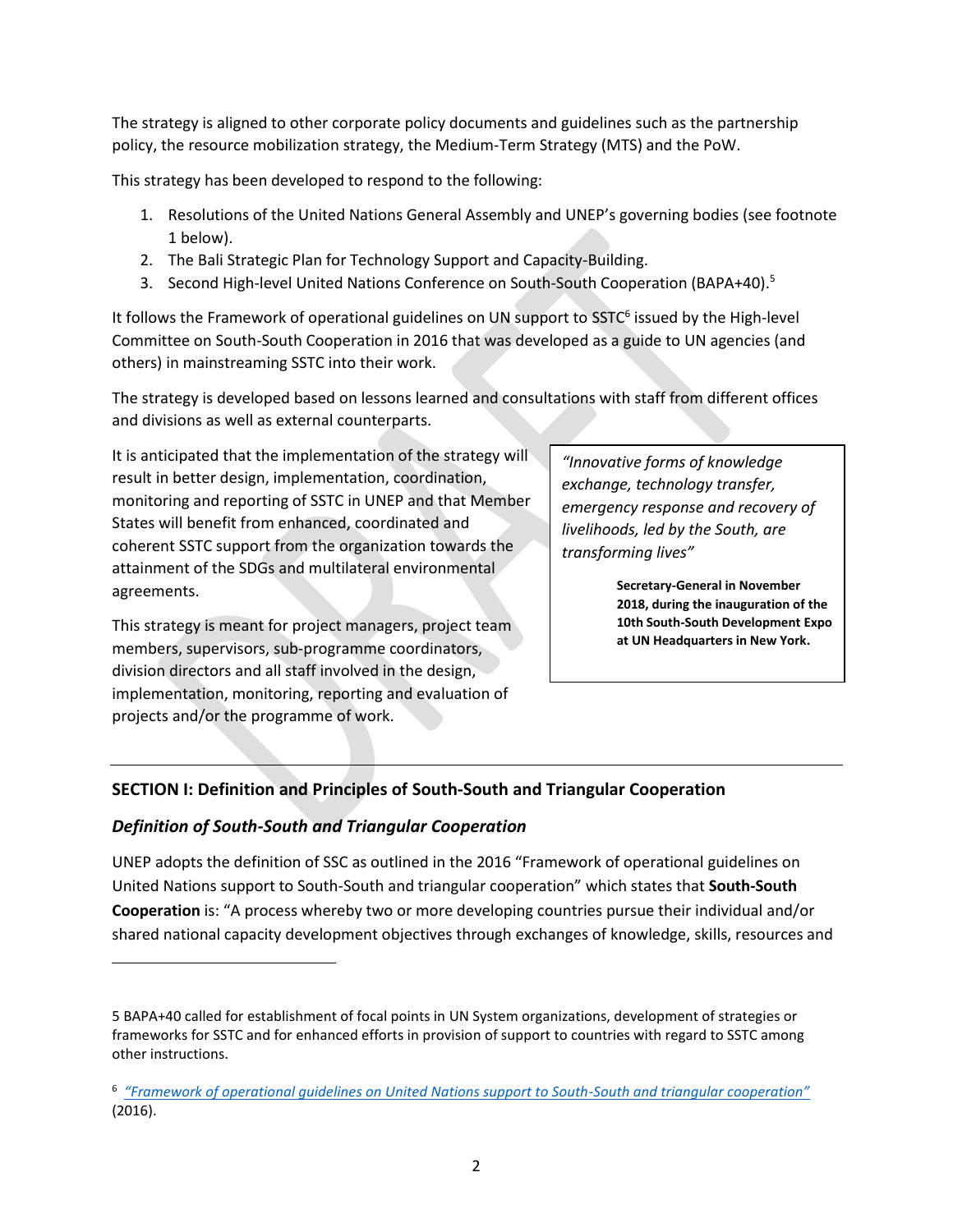The strategy is aligned to other corporate policy documents and guidelines such as the partnership policy, the resource mobilization strategy, the Medium-Term Strategy (MTS) and the PoW.

This strategy has been developed to respond to the following:

1. Resolutions of the United Nations General Assembly and UNEP's governing bodies (see footnote 1 below).
2. The Bali Strategic Plan for Technology Support and Capacity-Building.
3. Second High-level United Nations Conference on South-South Cooperation (BAPA+40).[5]

It follows the Framework of operational guidelines on UN support to SSTC[6] issued by the High-level Committee on South-South Cooperation in 2016 that was developed as a guide to UN agencies (and others) in mainstreaming SSTC into their work.

The strategy is developed based on lessons learned and consultations with staff from different offices and divisions as well as external counterparts.

It is anticipated that the implementation of the strategy will result in better design, implementation, coordination, monitoring and reporting of SSTC in UNEP and that Member States will benefit from enhanced, coordinated and coherent SSTC support from the organization towards the attainment of the SDGs and multilateral environmental agreements.

This strategy is meant for project managers, project team members, supervisors, sub-programme coordinators, division directors and all staff involved in the design, implementation, monitoring, reporting and evaluation of projects and/or the programme of work.

> *"Innovative forms of knowledge exchange, technology transfer, emergency response and recovery of livelihoods, led by the South, are transforming lives"*
>
> **Secretary-General in November 2018, during the inauguration of the 10th South-South Development Expo at UN Headquarters in New York.**

---

## SECTION I: Definition and Principles of South-South and Triangular Cooperation

### *Definition of South-South and Triangular Cooperation*

UNEP adopts the definition of SSC as outlined in the 2016 "Framework of operational guidelines on United Nations support to South-South and triangular cooperation" which states that **South-South Cooperation** is: "A process whereby two or more developing countries pursue their individual and/or shared national capacity development objectives through exchanges of knowledge, skills, resources and

---

5 BAPA+40 called for establishment of focal points in UN System organizations, development of strategies or frameworks for SSTC and for enhanced efforts in provision of support to countries with regard to SSTC among other instructions.

6 *"Framework of operational guidelines on United Nations support to South-South and triangular cooperation"* (2016).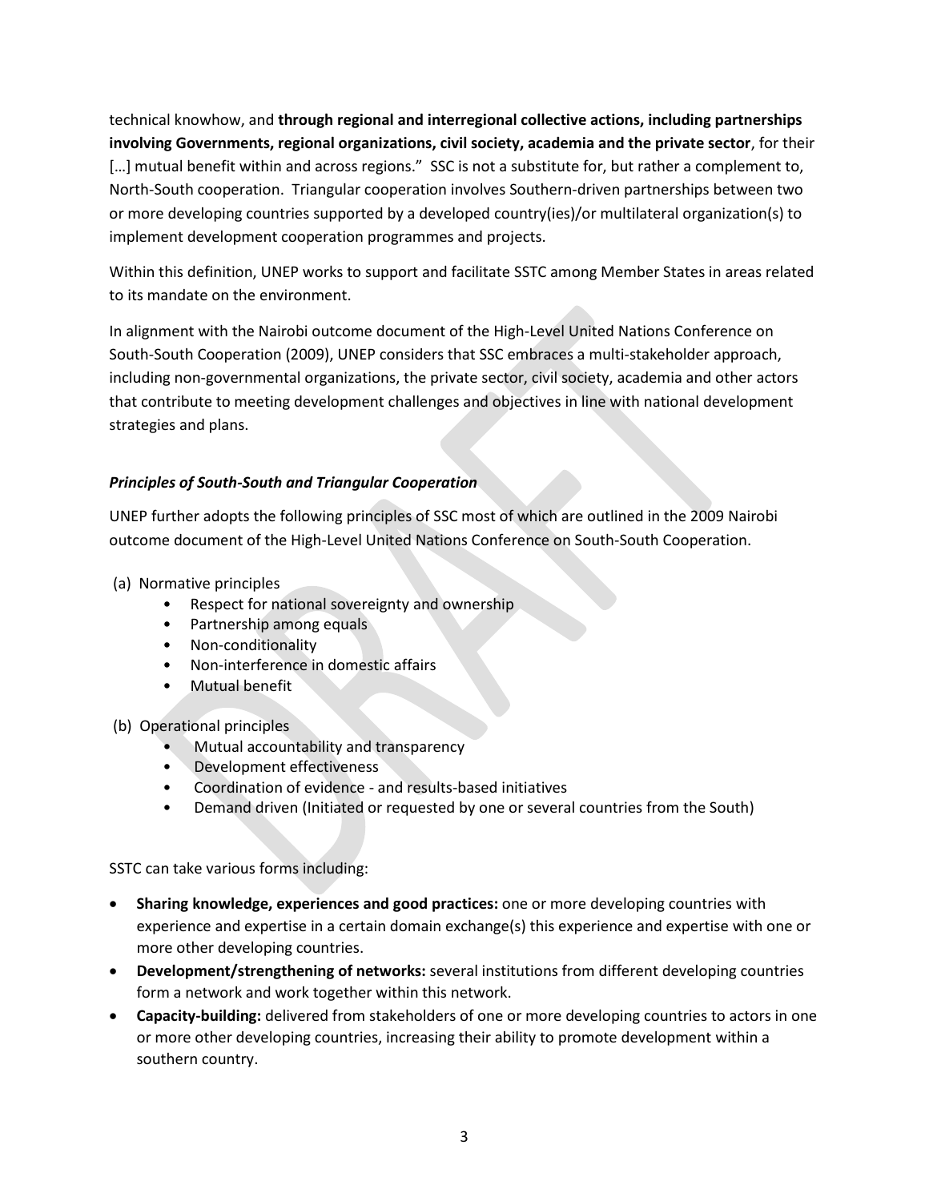technical knowhow, and **through regional and interregional collective actions, including partnerships involving Governments, regional organizations, civil society, academia and the private sector**, for their […] mutual benefit within and across regions." SSC is not a substitute for, but rather a complement to, North-South cooperation. Triangular cooperation involves Southern-driven partnerships between two or more developing countries supported by a developed country(ies)/or multilateral organization(s) to implement development cooperation programmes and projects.

Within this definition, UNEP works to support and facilitate SSTC among Member States in areas related to its mandate on the environment.

In alignment with the Nairobi outcome document of the High-Level United Nations Conference on South-South Cooperation (2009), UNEP considers that SSC embraces a multi-stakeholder approach, including non-governmental organizations, the private sector, civil society, academia and other actors that contribute to meeting development challenges and objectives in line with national development strategies and plans.

***Principles of South-South and Triangular Cooperation***

UNEP further adopts the following principles of SSC most of which are outlined in the 2009 Nairobi outcome document of the High-Level United Nations Conference on South-South Cooperation.

(a) Normative principles

- Respect for national sovereignty and ownership
- Partnership among equals
- Non-conditionality
- Non-interference in domestic affairs
- Mutual benefit

(b) Operational principles

- Mutual accountability and transparency
- Development effectiveness
- Coordination of evidence - and results-based initiatives
- Demand driven (Initiated or requested by one or several countries from the South)

SSTC can take various forms including:

- **Sharing knowledge, experiences and good practices:** one or more developing countries with experience and expertise in a certain domain exchange(s) this experience and expertise with one or more other developing countries.
- **Development/strengthening of networks:** several institutions from different developing countries form a network and work together within this network.
- **Capacity-building:** delivered from stakeholders of one or more developing countries to actors in one or more other developing countries, increasing their ability to promote development within a southern country.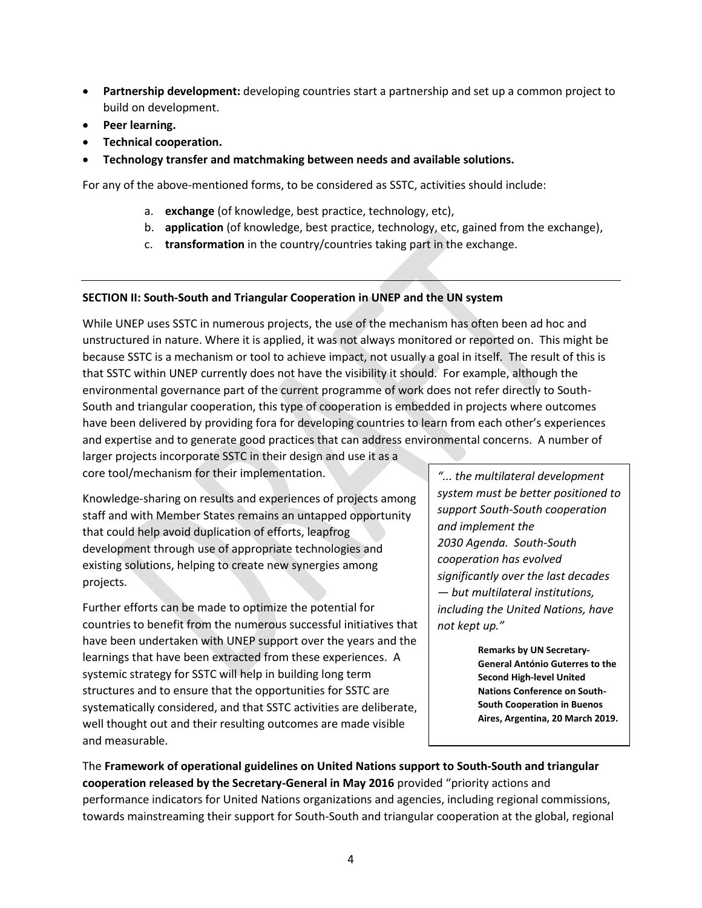- **Partnership development:** developing countries start a partnership and set up a common project to build on development.
- **Peer learning.**
- **Technical cooperation.**
- **Technology transfer and matchmaking between needs and available solutions.**

For any of the above-mentioned forms, to be considered as SSTC, activities should include:

a. **exchange** (of knowledge, best practice, technology, etc),
b. **application** (of knowledge, best practice, technology, etc, gained from the exchange),
c. **transformation** in the country/countries taking part in the exchange.

---

**SECTION II: South-South and Triangular Cooperation in UNEP and the UN system**

While UNEP uses SSTC in numerous projects, the use of the mechanism has often been ad hoc and unstructured in nature. Where it is applied, it was not always monitored or reported on. This might be because SSTC is a mechanism or tool to achieve impact, not usually a goal in itself. The result of this is that SSTC within UNEP currently does not have the visibility it should. For example, although the environmental governance part of the current programme of work does not refer directly to South-South and triangular cooperation, this type of cooperation is embedded in projects where outcomes have been delivered by providing fora for developing countries to learn from each other's experiences and expertise and to generate good practices that can address environmental concerns. A number of larger projects incorporate SSTC in their design and use it as a core tool/mechanism for their implementation.

Knowledge-sharing on results and experiences of projects among staff and with Member States remains an untapped opportunity that could help avoid duplication of efforts, leapfrog development through use of appropriate technologies and existing solutions, helping to create new synergies among projects.

Further efforts can be made to optimize the potential for countries to benefit from the numerous successful initiatives that have been undertaken with UNEP support over the years and the learnings that have been extracted from these experiences. A systemic strategy for SSTC will help in building long term structures and to ensure that the opportunities for SSTC are systematically considered, and that SSTC activities are deliberate, well thought out and their resulting outcomes are made visible and measurable.

> *"... the multilateral development system must be better positioned to support South-South cooperation and implement the 2030 Agenda. South-South cooperation has evolved significantly over the last decades — but multilateral institutions, including the United Nations, have not kept up."*
>
> **Remarks by UN Secretary-General António Guterres to the Second High-level United Nations Conference on South-South Cooperation in Buenos Aires, Argentina, 20 March 2019.**

The **Framework of operational guidelines on United Nations support to South-South and triangular cooperation released by the Secretary-General in May 2016** provided "priority actions and performance indicators for United Nations organizations and agencies, including regional commissions, towards mainstreaming their support for South-South and triangular cooperation at the global, regional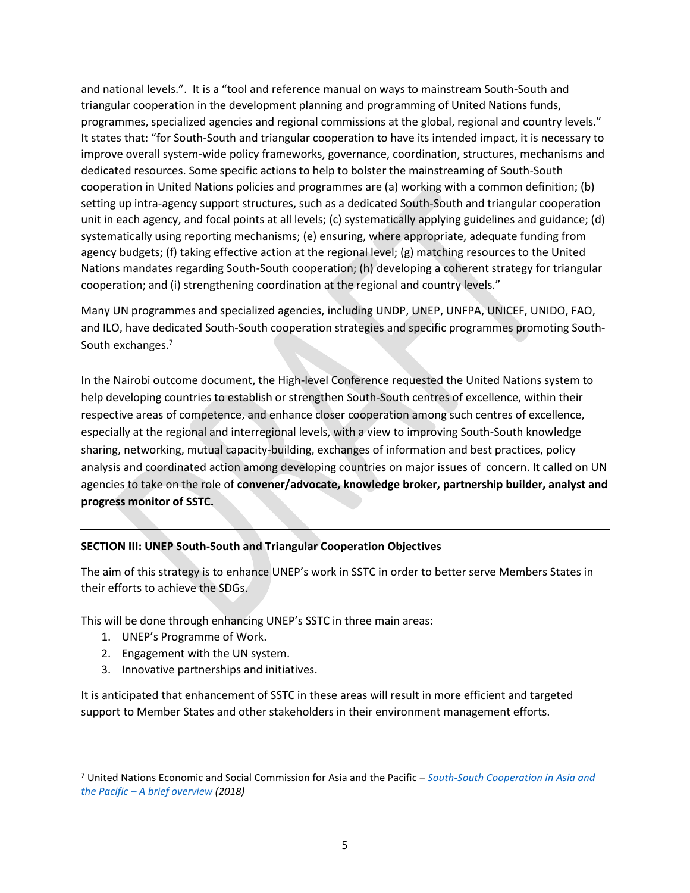and national levels.". It is a "tool and reference manual on ways to mainstream South-South and triangular cooperation in the development planning and programming of United Nations funds, programmes, specialized agencies and regional commissions at the global, regional and country levels." It states that: "for South-South and triangular cooperation to have its intended impact, it is necessary to improve overall system-wide policy frameworks, governance, coordination, structures, mechanisms and dedicated resources. Some specific actions to help to bolster the mainstreaming of South-South cooperation in United Nations policies and programmes are (a) working with a common definition; (b) setting up intra-agency support structures, such as a dedicated South-South and triangular cooperation unit in each agency, and focal points at all levels; (c) systematically applying guidelines and guidance; (d) systematically using reporting mechanisms; (e) ensuring, where appropriate, adequate funding from agency budgets; (f) taking effective action at the regional level; (g) matching resources to the United Nations mandates regarding South-South cooperation; (h) developing a coherent strategy for triangular cooperation; and (i) strengthening coordination at the regional and country levels."

Many UN programmes and specialized agencies, including UNDP, UNEP, UNFPA, UNICEF, UNIDO, FAO, and ILO, have dedicated South-South cooperation strategies and specific programmes promoting South-South exchanges.[7]

In the Nairobi outcome document, the High-level Conference requested the United Nations system to help developing countries to establish or strengthen South-South centres of excellence, within their respective areas of competence, and enhance closer cooperation among such centres of excellence, especially at the regional and interregional levels, with a view to improving South-South knowledge sharing, networking, mutual capacity-building, exchanges of information and best practices, policy analysis and coordinated action among developing countries on major issues of concern. It called on UN agencies to take on the role of **convener/advocate, knowledge broker, partnership builder, analyst and progress monitor of SSTC.**

---

## SECTION III: UNEP South-South and Triangular Cooperation Objectives

The aim of this strategy is to enhance UNEP's work in SSTC in order to better serve Members States in their efforts to achieve the SDGs.

This will be done through enhancing UNEP's SSTC in three main areas:

1. UNEP's Programme of Work.
2. Engagement with the UN system.
3. Innovative partnerships and initiatives.

It is anticipated that enhancement of SSTC in these areas will result in more efficient and targeted support to Member States and other stakeholders in their environment management efforts.

---

[7] United Nations Economic and Social Commission for Asia and the Pacific – *South-South Cooperation in Asia and the Pacific – A brief overview (2018)*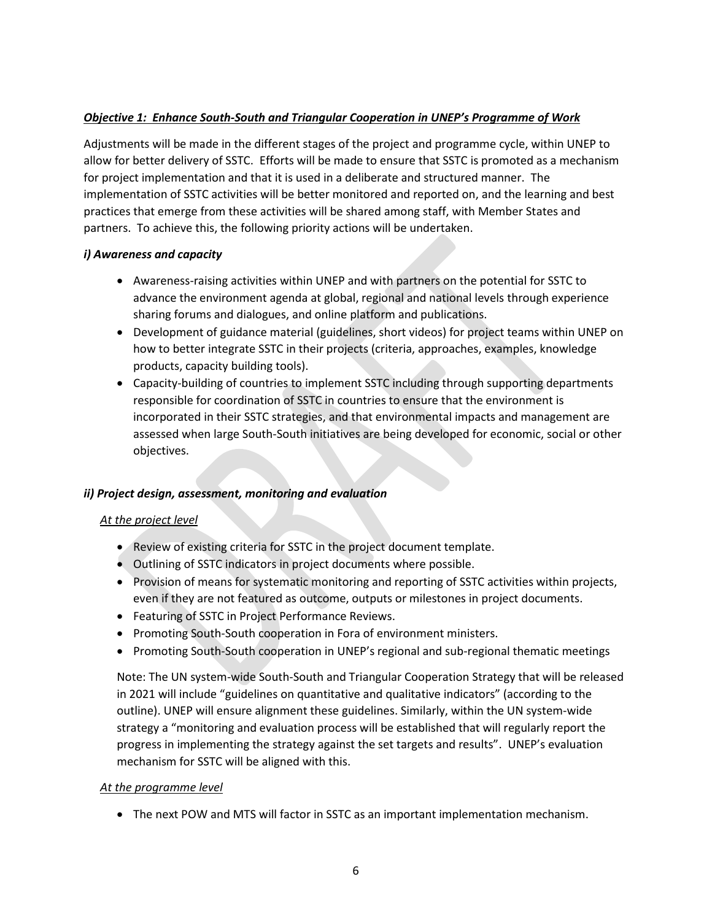***Objective 1: Enhance South-South and Triangular Cooperation in UNEP's Programme of Work***

Adjustments will be made in the different stages of the project and programme cycle, within UNEP to allow for better delivery of SSTC. Efforts will be made to ensure that SSTC is promoted as a mechanism for project implementation and that it is used in a deliberate and structured manner. The implementation of SSTC activities will be better monitored and reported on, and the learning and best practices that emerge from these activities will be shared among staff, with Member States and partners. To achieve this, the following priority actions will be undertaken.

***i) Awareness and capacity***

- Awareness-raising activities within UNEP and with partners on the potential for SSTC to advance the environment agenda at global, regional and national levels through experience sharing forums and dialogues, and online platform and publications.
- Development of guidance material (guidelines, short videos) for project teams within UNEP on how to better integrate SSTC in their projects (criteria, approaches, examples, knowledge products, capacity building tools).
- Capacity-building of countries to implement SSTC including through supporting departments responsible for coordination of SSTC in countries to ensure that the environment is incorporated in their SSTC strategies, and that environmental impacts and management are assessed when large South-South initiatives are being developed for economic, social or other objectives.

***ii) Project design, assessment, monitoring and evaluation***

*At the project level*

- Review of existing criteria for SSTC in the project document template.
- Outlining of SSTC indicators in project documents where possible.
- Provision of means for systematic monitoring and reporting of SSTC activities within projects, even if they are not featured as outcome, outputs or milestones in project documents.
- Featuring of SSTC in Project Performance Reviews.
- Promoting South-South cooperation in Fora of environment ministers.
- Promoting South-South cooperation in UNEP's regional and sub-regional thematic meetings

Note: The UN system-wide South-South and Triangular Cooperation Strategy that will be released in 2021 will include "guidelines on quantitative and qualitative indicators" (according to the outline). UNEP will ensure alignment these guidelines. Similarly, within the UN system-wide strategy a "monitoring and evaluation process will be established that will regularly report the progress in implementing the strategy against the set targets and results". UNEP's evaluation mechanism for SSTC will be aligned with this.

*At the programme level*

- The next POW and MTS will factor in SSTC as an important implementation mechanism.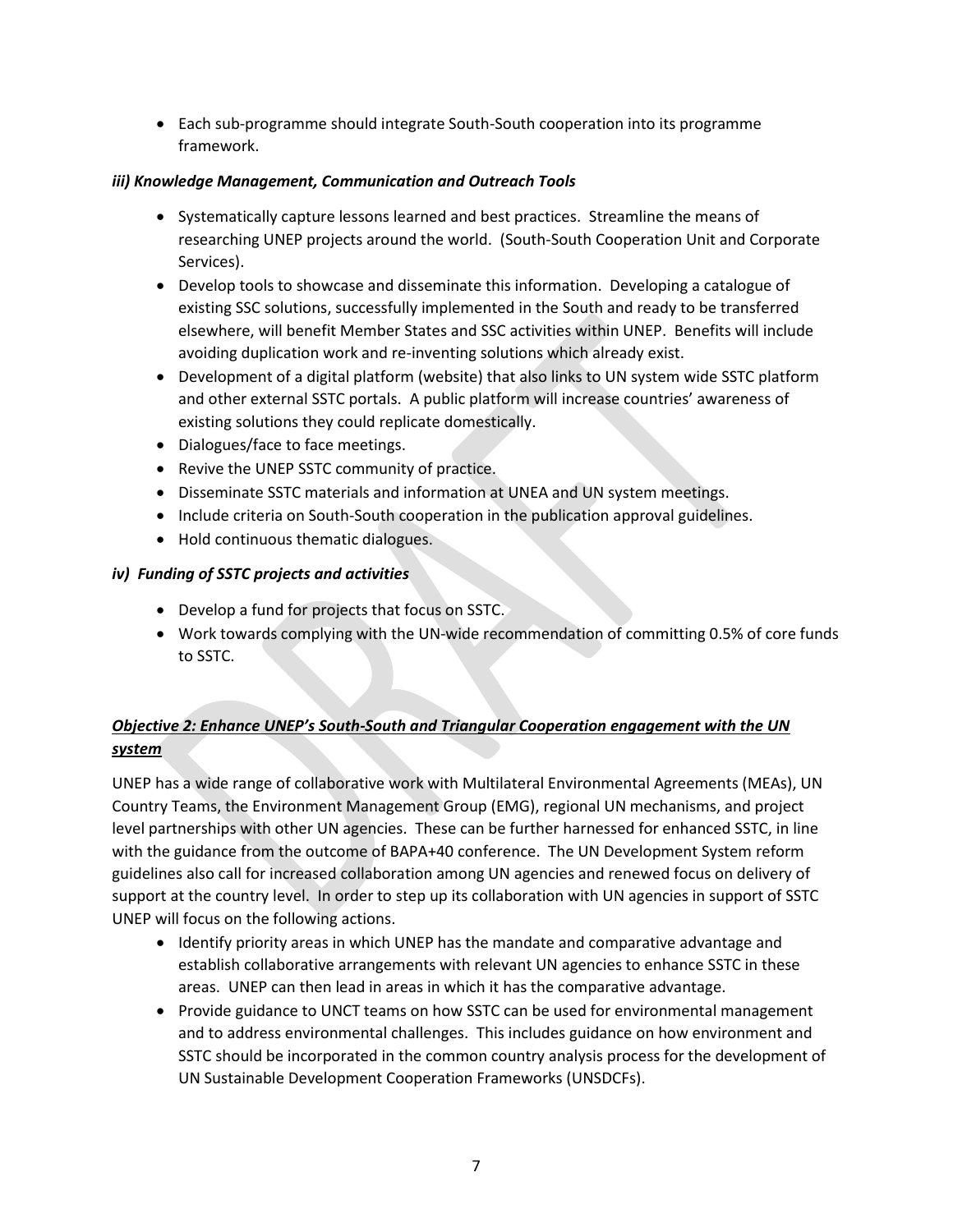- Each sub-programme should integrate South-South cooperation into its programme framework.

***iii) Knowledge Management, Communication and Outreach Tools***

- Systematically capture lessons learned and best practices. Streamline the means of researching UNEP projects around the world. (South-South Cooperation Unit and Corporate Services).
- Develop tools to showcase and disseminate this information. Developing a catalogue of existing SSC solutions, successfully implemented in the South and ready to be transferred elsewhere, will benefit Member States and SSC activities within UNEP. Benefits will include avoiding duplication work and re-inventing solutions which already exist.
- Development of a digital platform (website) that also links to UN system wide SSTC platform and other external SSTC portals. A public platform will increase countries' awareness of existing solutions they could replicate domestically.
- Dialogues/face to face meetings.
- Revive the UNEP SSTC community of practice.
- Disseminate SSTC materials and information at UNEA and UN system meetings.
- Include criteria on South-South cooperation in the publication approval guidelines.
- Hold continuous thematic dialogues.

***iv) Funding of SSTC projects and activities***

- Develop a fund for projects that focus on SSTC.
- Work towards complying with the UN-wide recommendation of committing 0.5% of core funds to SSTC.

***Objective 2: Enhance UNEP's South-South and Triangular Cooperation engagement with the UN system***

UNEP has a wide range of collaborative work with Multilateral Environmental Agreements (MEAs), UN Country Teams, the Environment Management Group (EMG), regional UN mechanisms, and project level partnerships with other UN agencies. These can be further harnessed for enhanced SSTC, in line with the guidance from the outcome of BAPA+40 conference. The UN Development System reform guidelines also call for increased collaboration among UN agencies and renewed focus on delivery of support at the country level. In order to step up its collaboration with UN agencies in support of SSTC UNEP will focus on the following actions.

- Identify priority areas in which UNEP has the mandate and comparative advantage and establish collaborative arrangements with relevant UN agencies to enhance SSTC in these areas. UNEP can then lead in areas in which it has the comparative advantage.
- Provide guidance to UNCT teams on how SSTC can be used for environmental management and to address environmental challenges. This includes guidance on how environment and SSTC should be incorporated in the common country analysis process for the development of UN Sustainable Development Cooperation Frameworks (UNSDCFs).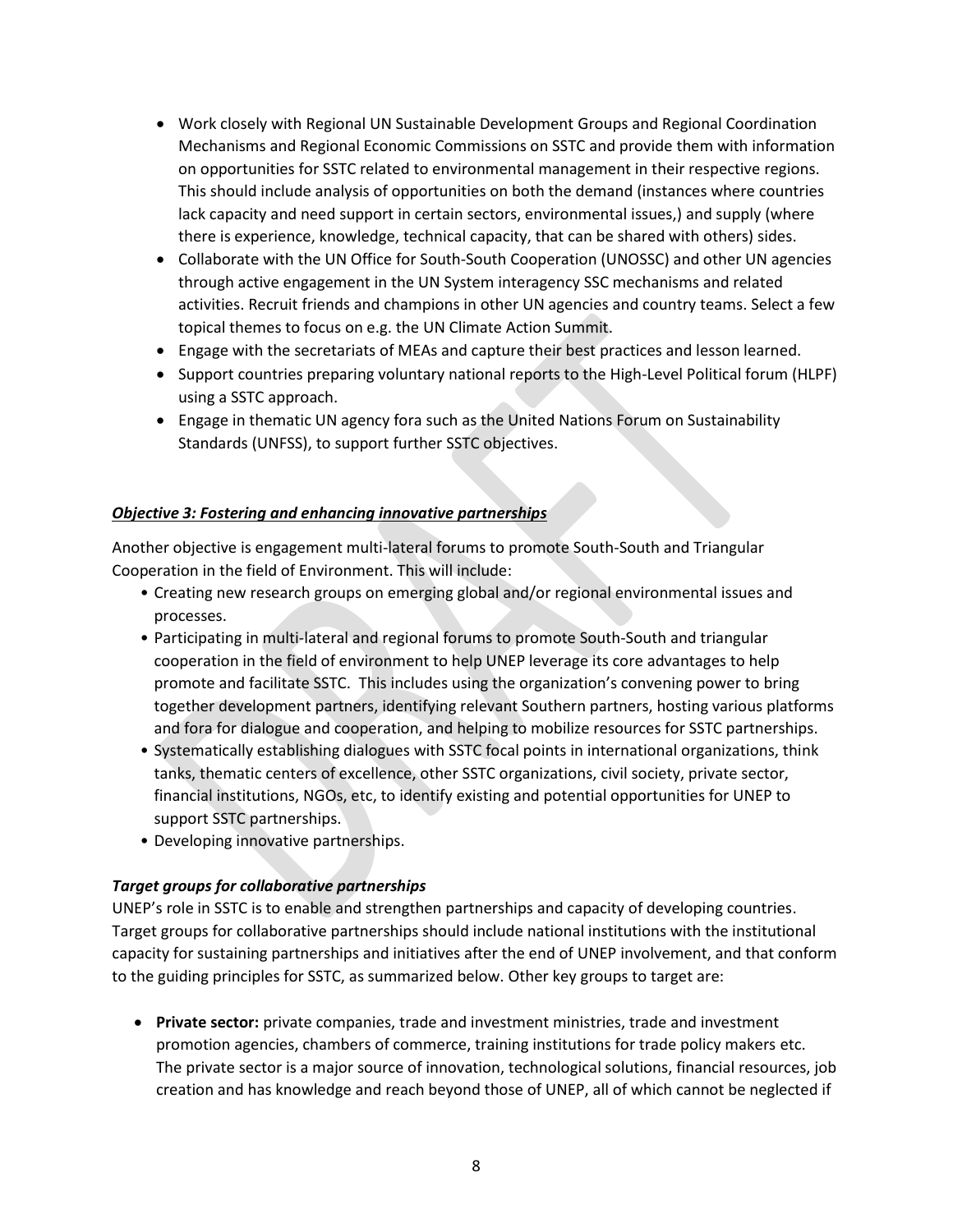- Work closely with Regional UN Sustainable Development Groups and Regional Coordination Mechanisms and Regional Economic Commissions on SSTC and provide them with information on opportunities for SSTC related to environmental management in their respective regions. This should include analysis of opportunities on both the demand (instances where countries lack capacity and need support in certain sectors, environmental issues,) and supply (where there is experience, knowledge, technical capacity, that can be shared with others) sides.
- Collaborate with the UN Office for South-South Cooperation (UNOSSC) and other UN agencies through active engagement in the UN System interagency SSC mechanisms and related activities. Recruit friends and champions in other UN agencies and country teams. Select a few topical themes to focus on e.g. the UN Climate Action Summit.
- Engage with the secretariats of MEAs and capture their best practices and lesson learned.
- Support countries preparing voluntary national reports to the High-Level Political forum (HLPF) using a SSTC approach.
- Engage in thematic UN agency fora such as the United Nations Forum on Sustainability Standards (UNFSS), to support further SSTC objectives.

***Objective 3: Fostering and enhancing innovative partnerships***

Another objective is engagement multi-lateral forums to promote South-South and Triangular Cooperation in the field of Environment. This will include:

- Creating new research groups on emerging global and/or regional environmental issues and processes.
- Participating in multi-lateral and regional forums to promote South-South and triangular cooperation in the field of environment to help UNEP leverage its core advantages to help promote and facilitate SSTC. This includes using the organization's convening power to bring together development partners, identifying relevant Southern partners, hosting various platforms and fora for dialogue and cooperation, and helping to mobilize resources for SSTC partnerships.
- Systematically establishing dialogues with SSTC focal points in international organizations, think tanks, thematic centers of excellence, other SSTC organizations, civil society, private sector, financial institutions, NGOs, etc, to identify existing and potential opportunities for UNEP to support SSTC partnerships.
- Developing innovative partnerships.

***Target groups for collaborative partnerships***

UNEP's role in SSTC is to enable and strengthen partnerships and capacity of developing countries. Target groups for collaborative partnerships should include national institutions with the institutional capacity for sustaining partnerships and initiatives after the end of UNEP involvement, and that conform to the guiding principles for SSTC, as summarized below. Other key groups to target are:

- **Private sector:** private companies, trade and investment ministries, trade and investment promotion agencies, chambers of commerce, training institutions for trade policy makers etc. The private sector is a major source of innovation, technological solutions, financial resources, job creation and has knowledge and reach beyond those of UNEP, all of which cannot be neglected if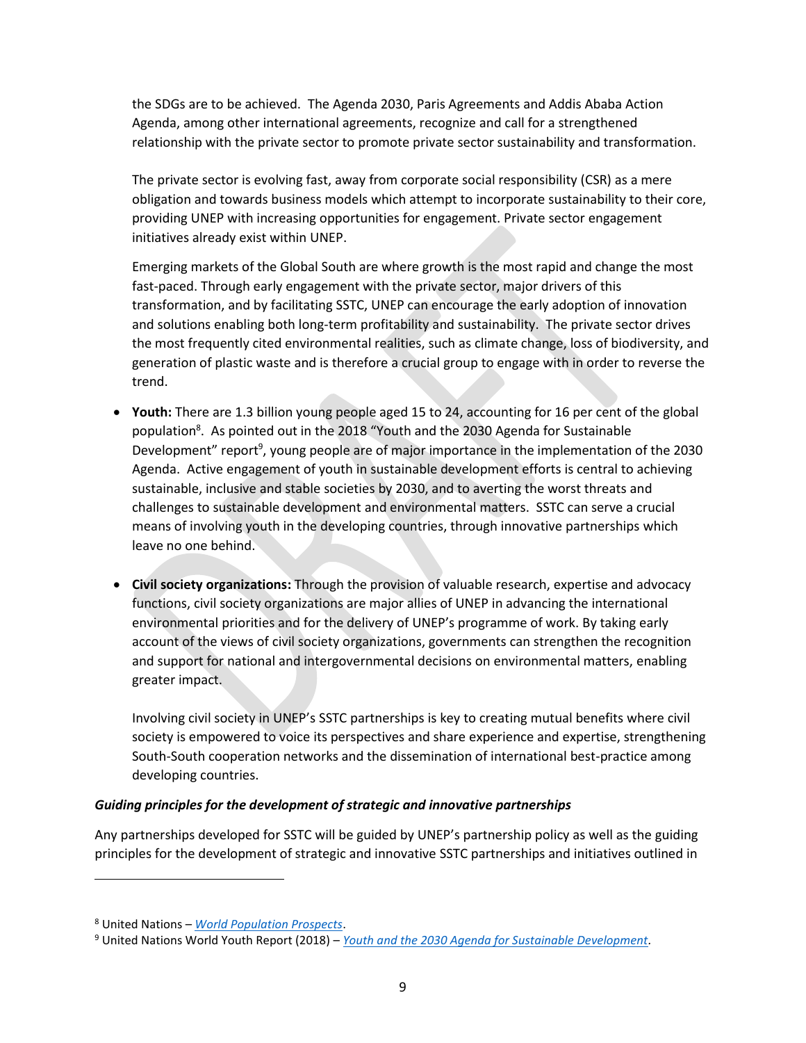the SDGs are to be achieved. The Agenda 2030, Paris Agreements and Addis Ababa Action Agenda, among other international agreements, recognize and call for a strengthened relationship with the private sector to promote private sector sustainability and transformation.

The private sector is evolving fast, away from corporate social responsibility (CSR) as a mere obligation and towards business models which attempt to incorporate sustainability to their core, providing UNEP with increasing opportunities for engagement. Private sector engagement initiatives already exist within UNEP.

Emerging markets of the Global South are where growth is the most rapid and change the most fast-paced. Through early engagement with the private sector, major drivers of this transformation, and by facilitating SSTC, UNEP can encourage the early adoption of innovation and solutions enabling both long-term profitability and sustainability. The private sector drives the most frequently cited environmental realities, such as climate change, loss of biodiversity, and generation of plastic waste and is therefore a crucial group to engage with in order to reverse the trend.

- **Youth:** There are 1.3 billion young people aged 15 to 24, accounting for 16 per cent of the global population[8]. As pointed out in the 2018 "Youth and the 2030 Agenda for Sustainable Development" report[9], young people are of major importance in the implementation of the 2030 Agenda. Active engagement of youth in sustainable development efforts is central to achieving sustainable, inclusive and stable societies by 2030, and to averting the worst threats and challenges to sustainable development and environmental matters. SSTC can serve a crucial means of involving youth in the developing countries, through innovative partnerships which leave no one behind.

- **Civil society organizations:** Through the provision of valuable research, expertise and advocacy functions, civil society organizations are major allies of UNEP in advancing the international environmental priorities and for the delivery of UNEP's programme of work. By taking early account of the views of civil society organizations, governments can strengthen the recognition and support for national and intergovernmental decisions on environmental matters, enabling greater impact.

  Involving civil society in UNEP's SSTC partnerships is key to creating mutual benefits where civil society is empowered to voice its perspectives and share experience and expertise, strengthening South-South cooperation networks and the dissemination of international best-practice among developing countries.

***Guiding principles for the development of strategic and innovative partnerships***

Any partnerships developed for SSTC will be guided by UNEP's partnership policy as well as the guiding principles for the development of strategic and innovative SSTC partnerships and initiatives outlined in

---

[8] United Nations – *World Population Prospects*.

[9] United Nations World Youth Report (2018) – *Youth and the 2030 Agenda for Sustainable Development*.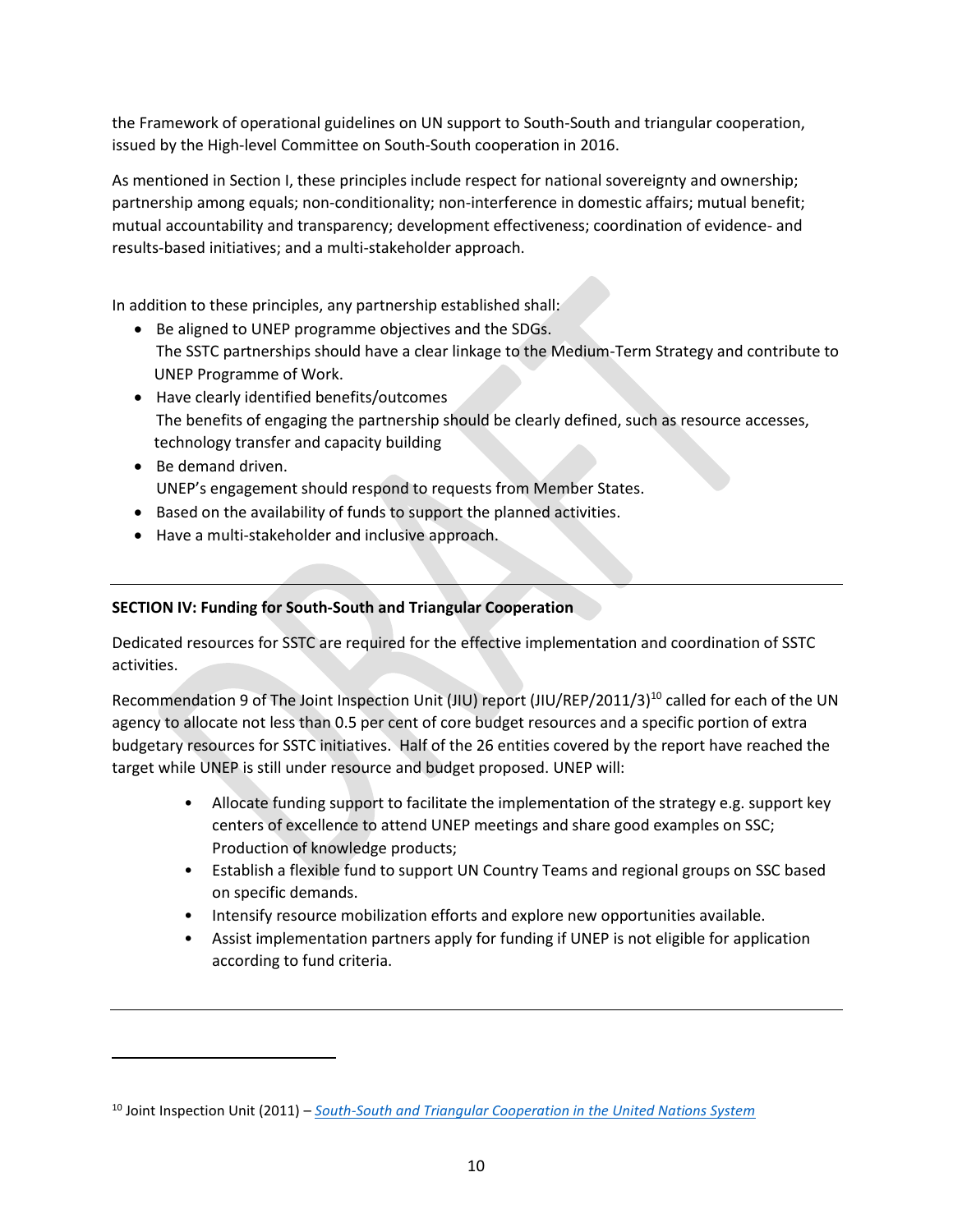the Framework of operational guidelines on UN support to South-South and triangular cooperation, issued by the High-level Committee on South-South cooperation in 2016.

As mentioned in Section I, these principles include respect for national sovereignty and ownership; partnership among equals; non-conditionality; non-interference in domestic affairs; mutual benefit; mutual accountability and transparency; development effectiveness; coordination of evidence- and results-based initiatives; and a multi-stakeholder approach.

In addition to these principles, any partnership established shall:

- Be aligned to UNEP programme objectives and the SDGs.
  The SSTC partnerships should have a clear linkage to the Medium-Term Strategy and contribute to UNEP Programme of Work.
- Have clearly identified benefits/outcomes
  The benefits of engaging the partnership should be clearly defined, such as resource accesses, technology transfer and capacity building
- Be demand driven.
  UNEP's engagement should respond to requests from Member States.
- Based on the availability of funds to support the planned activities.
- Have a multi-stakeholder and inclusive approach.

---

**SECTION IV: Funding for South-South and Triangular Cooperation**

Dedicated resources for SSTC are required for the effective implementation and coordination of SSTC activities.

Recommendation 9 of The Joint Inspection Unit (JIU) report (JIU/REP/2011/3)[10] called for each of the UN agency to allocate not less than 0.5 per cent of core budget resources and a specific portion of extra budgetary resources for SSTC initiatives. Half of the 26 entities covered by the report have reached the target while UNEP is still under resource and budget proposed. UNEP will:

- Allocate funding support to facilitate the implementation of the strategy e.g. support key centers of excellence to attend UNEP meetings and share good examples on SSC; Production of knowledge products;
- Establish a flexible fund to support UN Country Teams and regional groups on SSC based on specific demands.
- Intensify resource mobilization efforts and explore new opportunities available.
- Assist implementation partners apply for funding if UNEP is not eligible for application according to fund criteria.

---

[10] Joint Inspection Unit (2011) – *South-South and Triangular Cooperation in the United Nations System*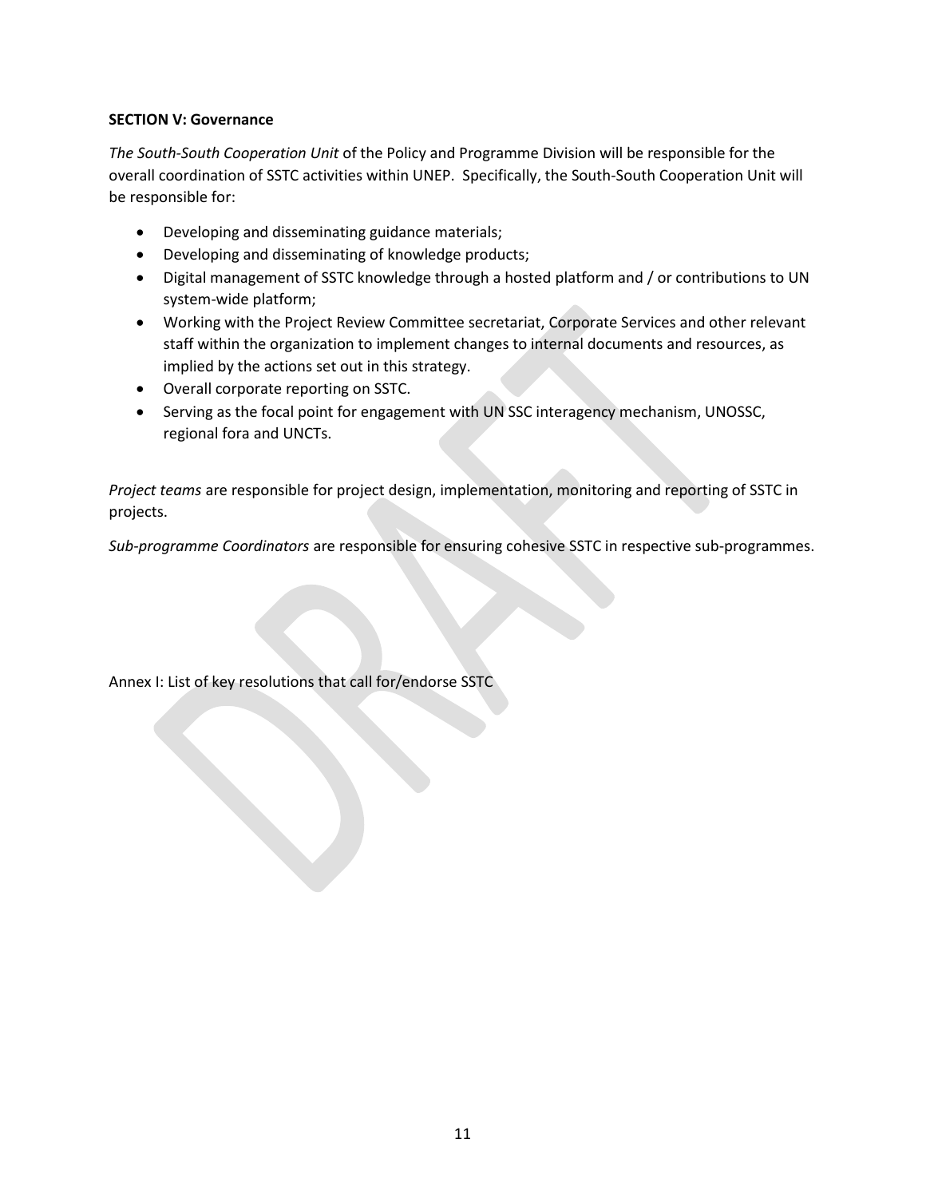**SECTION V: Governance**

*The South-South Cooperation Unit* of the Policy and Programme Division will be responsible for the overall coordination of SSTC activities within UNEP. Specifically, the South-South Cooperation Unit will be responsible for:

- Developing and disseminating guidance materials;
- Developing and disseminating of knowledge products;
- Digital management of SSTC knowledge through a hosted platform and / or contributions to UN system-wide platform;
- Working with the Project Review Committee secretariat, Corporate Services and other relevant staff within the organization to implement changes to internal documents and resources, as implied by the actions set out in this strategy.
- Overall corporate reporting on SSTC.
- Serving as the focal point for engagement with UN SSC interagency mechanism, UNOSSC, regional fora and UNCTs.

*Project teams* are responsible for project design, implementation, monitoring and reporting of SSTC in projects.

*Sub-programme Coordinators* are responsible for ensuring cohesive SSTC in respective sub-programmes.

Annex I: List of key resolutions that call for/endorse SSTC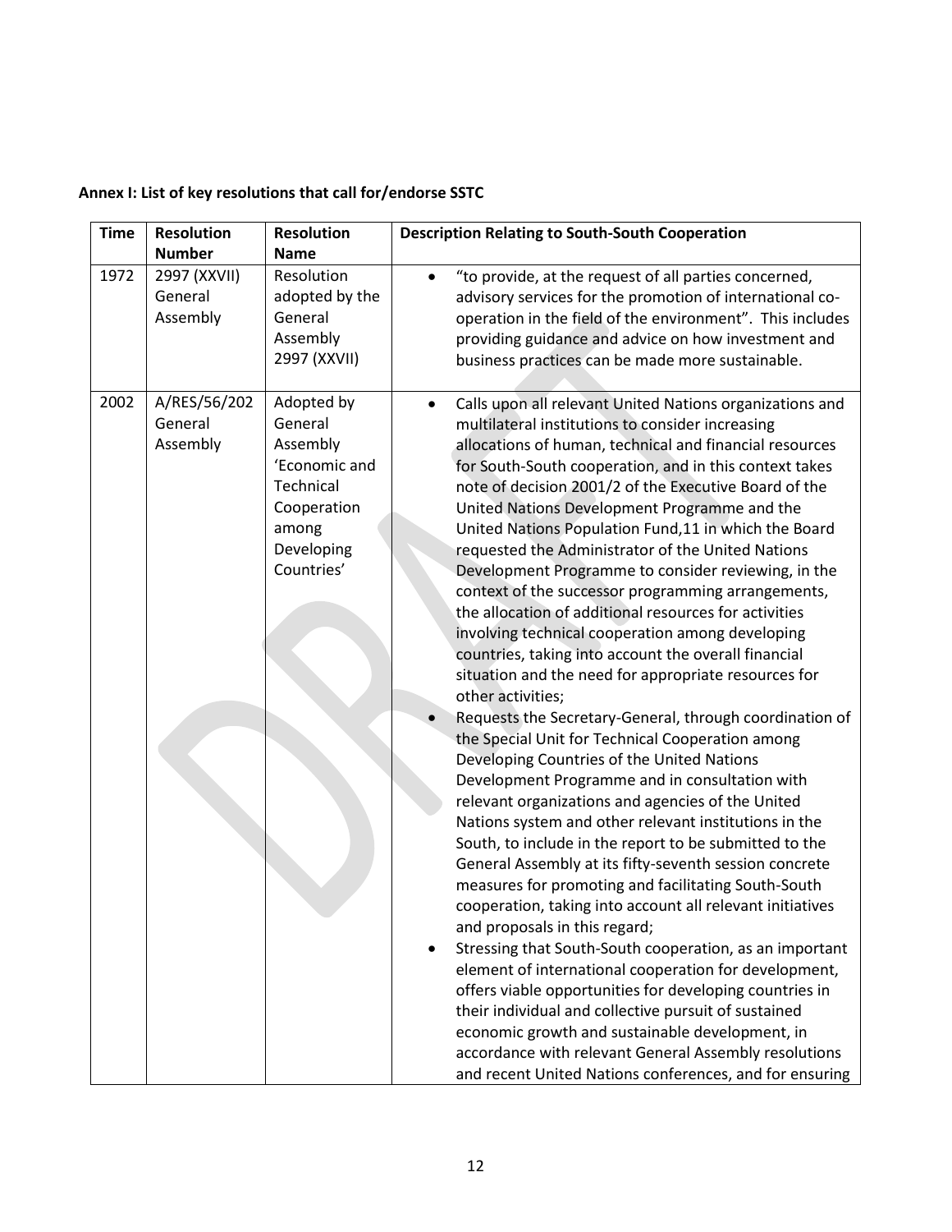**Annex I: List of key resolutions that call for/endorse SSTC**

| Time | Resolution Number | Resolution Name | Description Relating to South-South Cooperation |
|---|---|---|---|
| 1972 | 2997 (XXVII) General Assembly | Resolution adopted by the General Assembly 2997 (XXVII) | • "to provide, at the request of all parties concerned, advisory services for the promotion of international co-operation in the field of the environment". This includes providing guidance and advice on how investment and business practices can be made more sustainable. |
| 2002 | A/RES/56/202 General Assembly | Adopted by General Assembly 'Economic and Technical Cooperation among Developing Countries' | • Calls upon all relevant United Nations organizations and multilateral institutions to consider increasing allocations of human, technical and financial resources for South-South cooperation, and in this context takes note of decision 2001/2 of the Executive Board of the United Nations Development Programme and the United Nations Population Fund,11 in which the Board requested the Administrator of the United Nations Development Programme to consider reviewing, in the context of the successor programming arrangements, the allocation of additional resources for activities involving technical cooperation among developing countries, taking into account the overall financial situation and the need for appropriate resources for other activities;<br>• Requests the Secretary-General, through coordination of the Special Unit for Technical Cooperation among Developing Countries of the United Nations Development Programme and in consultation with relevant organizations and agencies of the United Nations system and other relevant institutions in the South, to include in the report to be submitted to the General Assembly at its fifty-seventh session concrete measures for promoting and facilitating South-South cooperation, taking into account all relevant initiatives and proposals in this regard;<br>• Stressing that South-South cooperation, as an important element of international cooperation for development, offers viable opportunities for developing countries in their individual and collective pursuit of sustained economic growth and sustainable development, in accordance with relevant General Assembly resolutions and recent United Nations conferences, and for ensuring |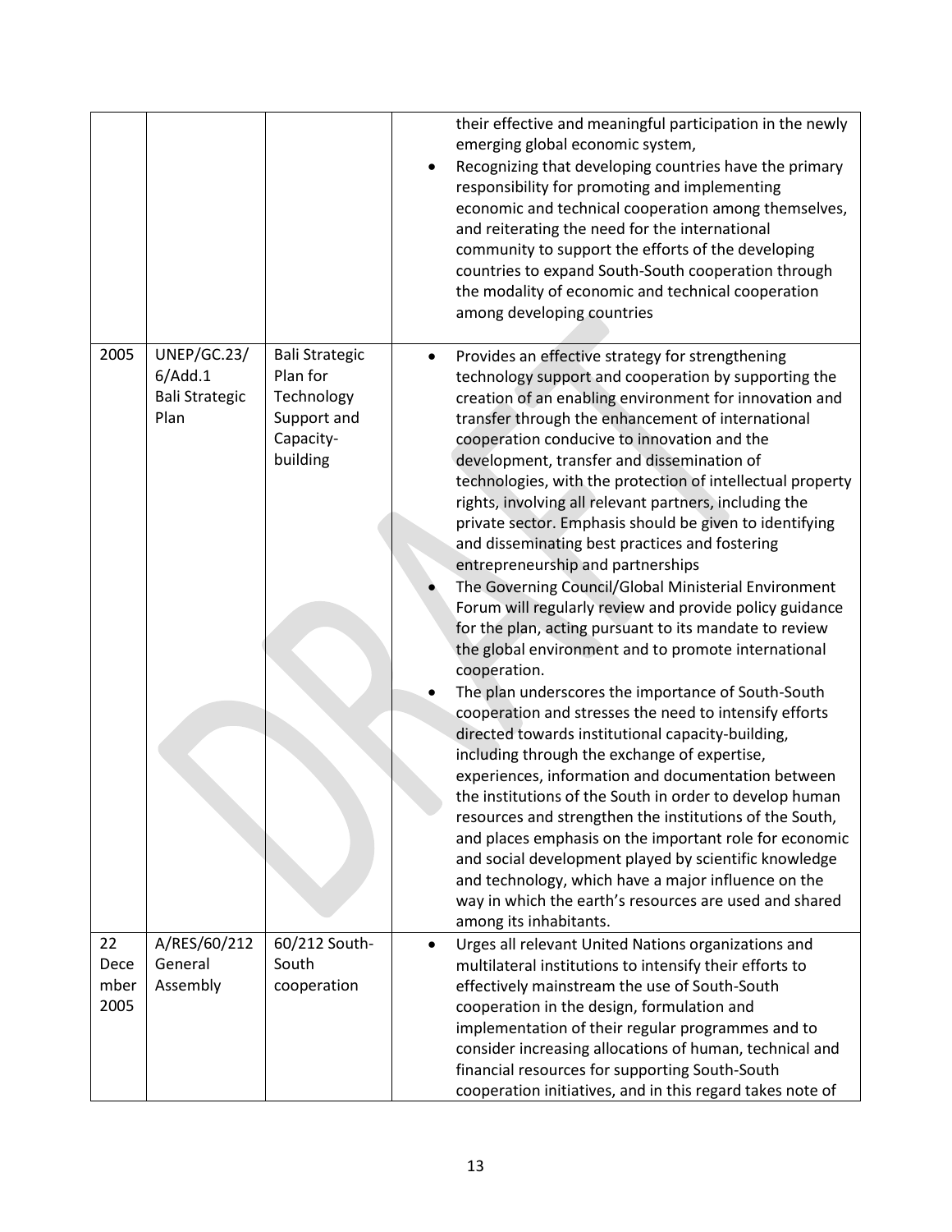| | | | |
|---|---|---|---|
| | | | their effective and meaningful participation in the newly emerging global economic system,<br>• Recognizing that developing countries have the primary responsibility for promoting and implementing economic and technical cooperation among themselves, and reiterating the need for the international community to support the efforts of the developing countries to expand South-South cooperation through the modality of economic and technical cooperation among developing countries |
| 2005 | UNEP/GC.23/6/Add.1 Bali Strategic Plan | Bali Strategic Plan for Technology Support and Capacity-building | • Provides an effective strategy for strengthening technology support and cooperation by supporting the creation of an enabling environment for innovation and transfer through the enhancement of international cooperation conducive to innovation and the development, transfer and dissemination of technologies, with the protection of intellectual property rights, involving all relevant partners, including the private sector. Emphasis should be given to identifying and disseminating best practices and fostering entrepreneurship and partnerships<br>• The Governing Council/Global Ministerial Environment Forum will regularly review and provide policy guidance for the plan, acting pursuant to its mandate to review the global environment and to promote international cooperation.<br>• The plan underscores the importance of South-South cooperation and stresses the need to intensify efforts directed towards institutional capacity-building, including through the exchange of expertise, experiences, information and documentation between the institutions of the South in order to develop human resources and strengthen the institutions of the South, and places emphasis on the important role for economic and social development played by scientific knowledge and technology, which have a major influence on the way in which the earth's resources are used and shared among its inhabitants. |
| 22 December 2005 | A/RES/60/212 General Assembly | 60/212 South-South cooperation | • Urges all relevant United Nations organizations and multilateral institutions to intensify their efforts to effectively mainstream the use of South-South cooperation in the design, formulation and implementation of their regular programmes and to consider increasing allocations of human, technical and financial resources for supporting South-South cooperation initiatives, and in this regard takes note of |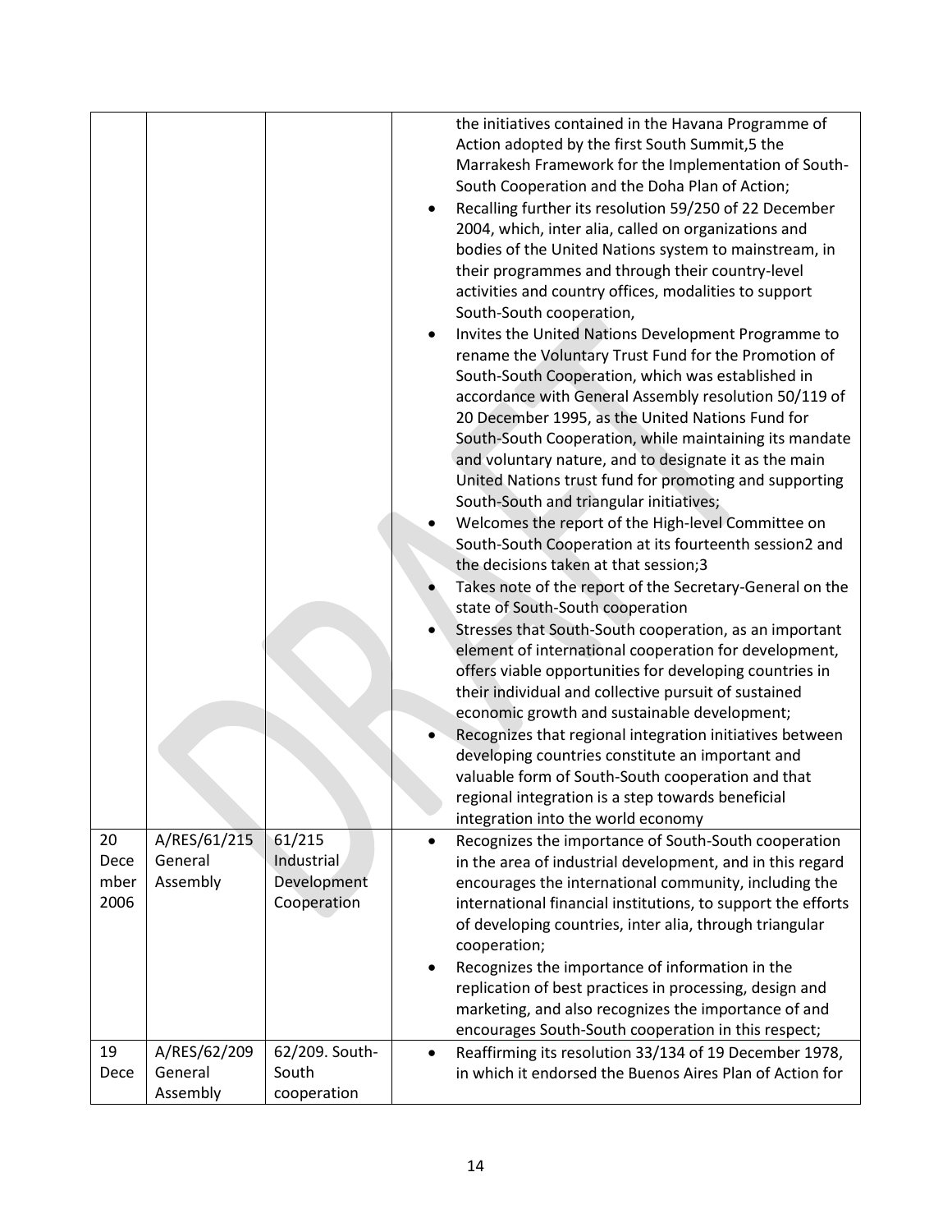| | | | |
|---|---|---|---|
| | | | the initiatives contained in the Havana Programme of Action adopted by the first South Summit,5 the Marrakesh Framework for the Implementation of South-South Cooperation and the Doha Plan of Action;<br>• Recalling further its resolution 59/250 of 22 December 2004, which, inter alia, called on organizations and bodies of the United Nations system to mainstream, in their programmes and through their country-level activities and country offices, modalities to support South-South cooperation,<br>• Invites the United Nations Development Programme to rename the Voluntary Trust Fund for the Promotion of South-South Cooperation, which was established in accordance with General Assembly resolution 50/119 of 20 December 1995, as the United Nations Fund for South-South Cooperation, while maintaining its mandate and voluntary nature, and to designate it as the main United Nations trust fund for promoting and supporting South-South and triangular initiatives;<br>• Welcomes the report of the High-level Committee on South-South Cooperation at its fourteenth session2 and the decisions taken at that session;3<br>• Takes note of the report of the Secretary-General on the state of South-South cooperation<br>• Stresses that South-South cooperation, as an important element of international cooperation for development, offers viable opportunities for developing countries in their individual and collective pursuit of sustained economic growth and sustainable development;<br>• Recognizes that regional integration initiatives between developing countries constitute an important and valuable form of South-South cooperation and that regional integration is a step towards beneficial integration into the world economy |
| 20 December 2006 | A/RES/61/215 General Assembly | 61/215 Industrial Development Cooperation | • Recognizes the importance of South-South cooperation in the area of industrial development, and in this regard encourages the international community, including the international financial institutions, to support the efforts of developing countries, inter alia, through triangular cooperation;<br>• Recognizes the importance of information in the replication of best practices in processing, design and marketing, and also recognizes the importance of and encourages South-South cooperation in this respect; |
| 19 Dece | A/RES/62/209 General Assembly | 62/209. South-South cooperation | • Reaffirming its resolution 33/134 of 19 December 1978, in which it endorsed the Buenos Aires Plan of Action for |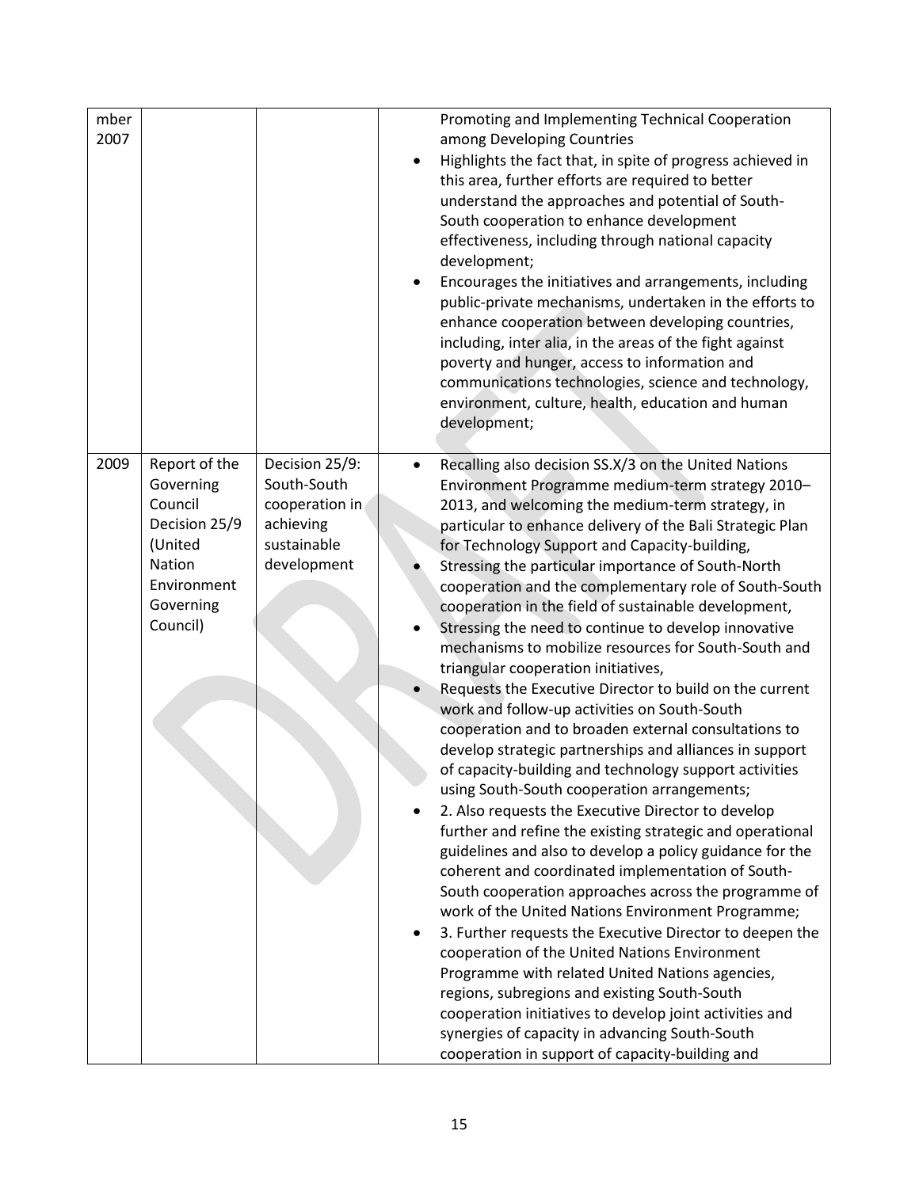| mber 2007 | | | Promoting and Implementing Technical Cooperation among Developing Countries<br>• Highlights the fact that, in spite of progress achieved in this area, further efforts are required to better understand the approaches and potential of South-South cooperation to enhance development effectiveness, including through national capacity development;<br>• Encourages the initiatives and arrangements, including public-private mechanisms, undertaken in the efforts to enhance cooperation between developing countries, including, inter alia, in the areas of the fight against poverty and hunger, access to information and communications technologies, science and technology, environment, culture, health, education and human development; |
|---|---|---|---|
| 2009 | Report of the Governing Council Decision 25/9 (United Nation Environment Governing Council) | Decision 25/9: South-South cooperation in achieving sustainable development | • Recalling also decision SS.X/3 on the United Nations Environment Programme medium-term strategy 2010–2013, and welcoming the medium-term strategy, in particular to enhance delivery of the Bali Strategic Plan for Technology Support and Capacity-building,<br>• Stressing the particular importance of South-North cooperation and the complementary role of South-South cooperation in the field of sustainable development,<br>• Stressing the need to continue to develop innovative mechanisms to mobilize resources for South-South and triangular cooperation initiatives,<br>• Requests the Executive Director to build on the current work and follow-up activities on South-South cooperation and to broaden external consultations to develop strategic partnerships and alliances in support of capacity-building and technology support activities using South-South cooperation arrangements;<br>• 2. Also requests the Executive Director to develop further and refine the existing strategic and operational guidelines and also to develop a policy guidance for the coherent and coordinated implementation of South-South cooperation approaches across the programme of work of the United Nations Environment Programme;<br>• 3. Further requests the Executive Director to deepen the cooperation of the United Nations Environment Programme with related United Nations agencies, regions, subregions and existing South-South cooperation initiatives to develop joint activities and synergies of capacity in advancing South-South cooperation in support of capacity-building and |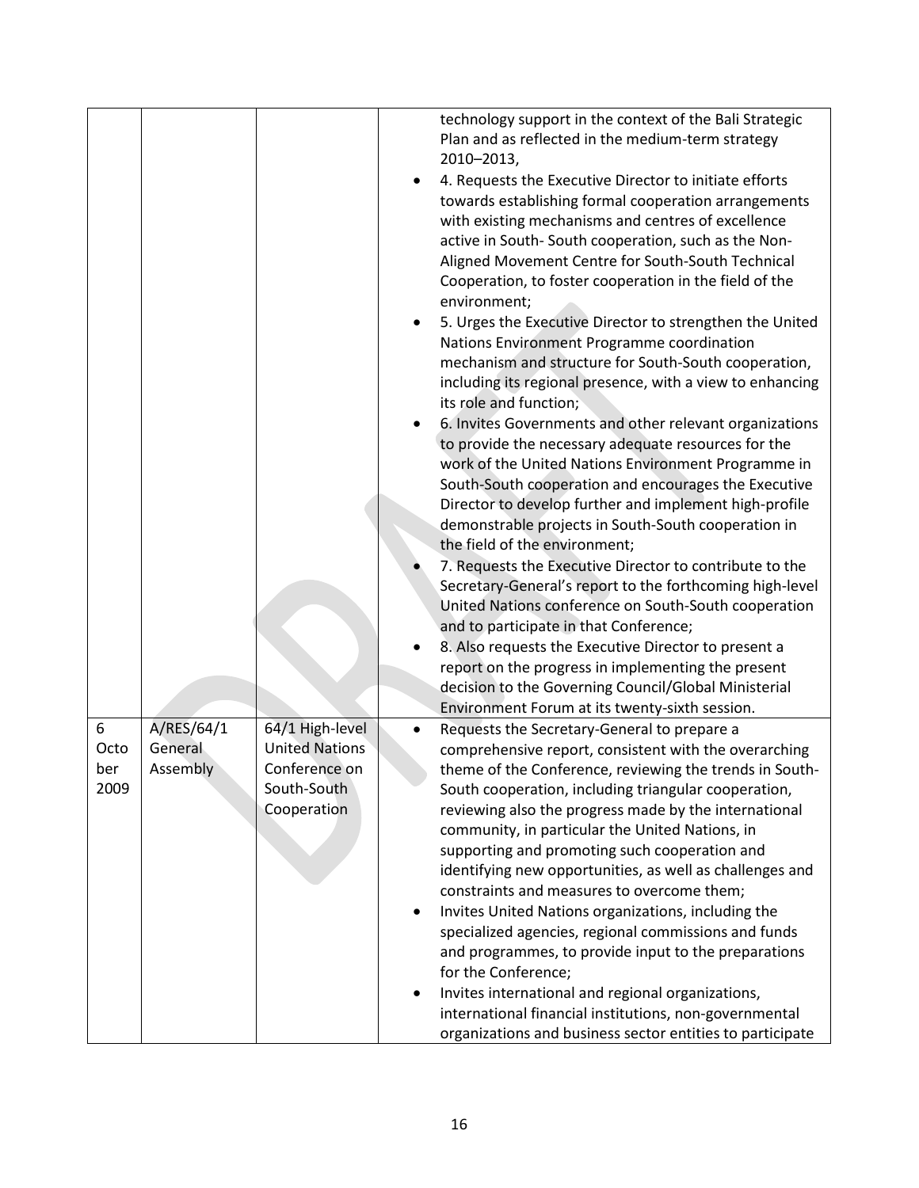| | | | |
|---|---|---|---|
| | | | technology support in the context of the Bali Strategic Plan and as reflected in the medium-term strategy 2010–2013,<br>• 4. Requests the Executive Director to initiate efforts towards establishing formal cooperation arrangements with existing mechanisms and centres of excellence active in South- South cooperation, such as the Non-Aligned Movement Centre for South-South Technical Cooperation, to foster cooperation in the field of the environment;<br>• 5. Urges the Executive Director to strengthen the United Nations Environment Programme coordination mechanism and structure for South-South cooperation, including its regional presence, with a view to enhancing its role and function;<br>• 6. Invites Governments and other relevant organizations to provide the necessary adequate resources for the work of the United Nations Environment Programme in South-South cooperation and encourages the Executive Director to develop further and implement high-profile demonstrable projects in South-South cooperation in the field of the environment;<br>• 7. Requests the Executive Director to contribute to the Secretary-General's report to the forthcoming high-level United Nations conference on South-South cooperation and to participate in that Conference;<br>• 8. Also requests the Executive Director to present a report on the progress in implementing the present decision to the Governing Council/Global Ministerial Environment Forum at its twenty-sixth session. |
| 6 October 2009 | A/RES/64/1 General Assembly | 64/1 High-level United Nations Conference on South-South Cooperation | • Requests the Secretary-General to prepare a comprehensive report, consistent with the overarching theme of the Conference, reviewing the trends in South-South cooperation, including triangular cooperation, reviewing also the progress made by the international community, in particular the United Nations, in supporting and promoting such cooperation and identifying new opportunities, as well as challenges and constraints and measures to overcome them;<br>• Invites United Nations organizations, including the specialized agencies, regional commissions and funds and programmes, to provide input to the preparations for the Conference;<br>• Invites international and regional organizations, international financial institutions, non-governmental organizations and business sector entities to participate |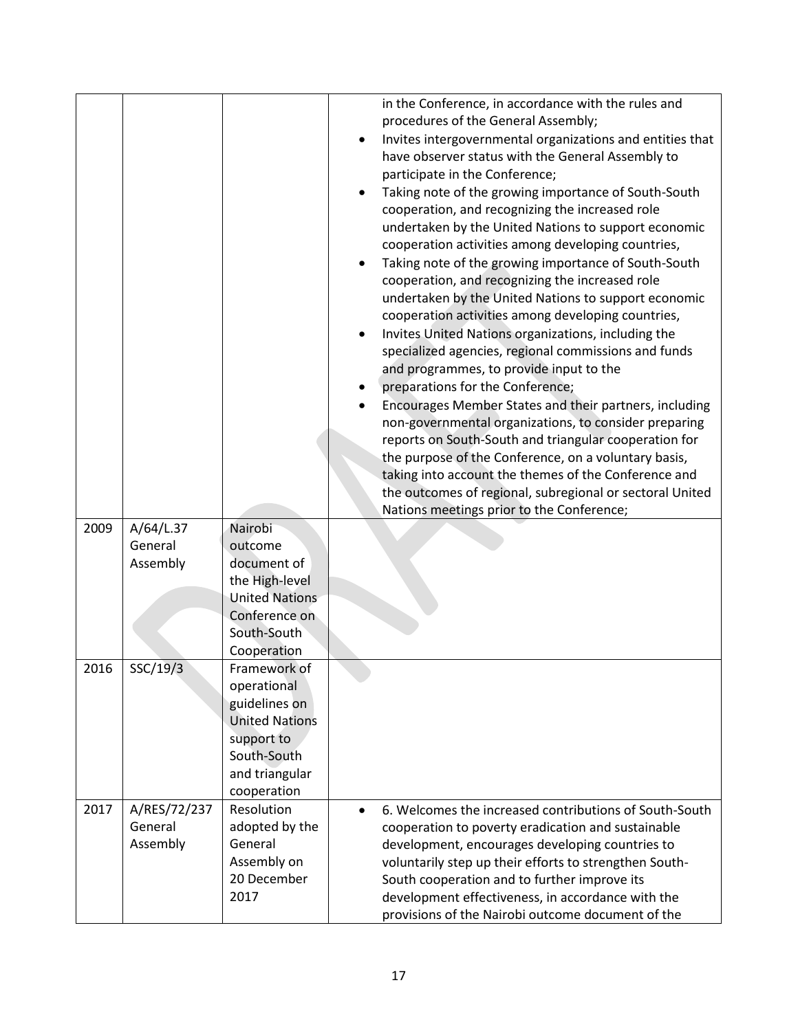| | | | |
|---|---|---|---|
| | | | in the Conference, in accordance with the rules and procedures of the General Assembly;<br>• Invites intergovernmental organizations and entities that have observer status with the General Assembly to participate in the Conference;<br>• Taking note of the growing importance of South-South cooperation, and recognizing the increased role undertaken by the United Nations to support economic cooperation activities among developing countries,<br>• Taking note of the growing importance of South-South cooperation, and recognizing the increased role undertaken by the United Nations to support economic cooperation activities among developing countries,<br>• Invites United Nations organizations, including the specialized agencies, regional commissions and funds and programmes, to provide input to the<br>• preparations for the Conference;<br>• Encourages Member States and their partners, including non-governmental organizations, to consider preparing reports on South-South and triangular cooperation for the purpose of the Conference, on a voluntary basis, taking into account the themes of the Conference and the outcomes of regional, subregional or sectoral United Nations meetings prior to the Conference; |
| 2009 | A/64/L.37 General Assembly | Nairobi outcome document of the High-level United Nations Conference on South-South Cooperation | |
| 2016 | SSC/19/3 | Framework of operational guidelines on United Nations support to South-South and triangular cooperation | |
| 2017 | A/RES/72/237 General Assembly | Resolution adopted by the General Assembly on 20 December 2017 | • 6. Welcomes the increased contributions of South-South cooperation to poverty eradication and sustainable development, encourages developing countries to voluntarily step up their efforts to strengthen South-South cooperation and to further improve its development effectiveness, in accordance with the provisions of the Nairobi outcome document of the |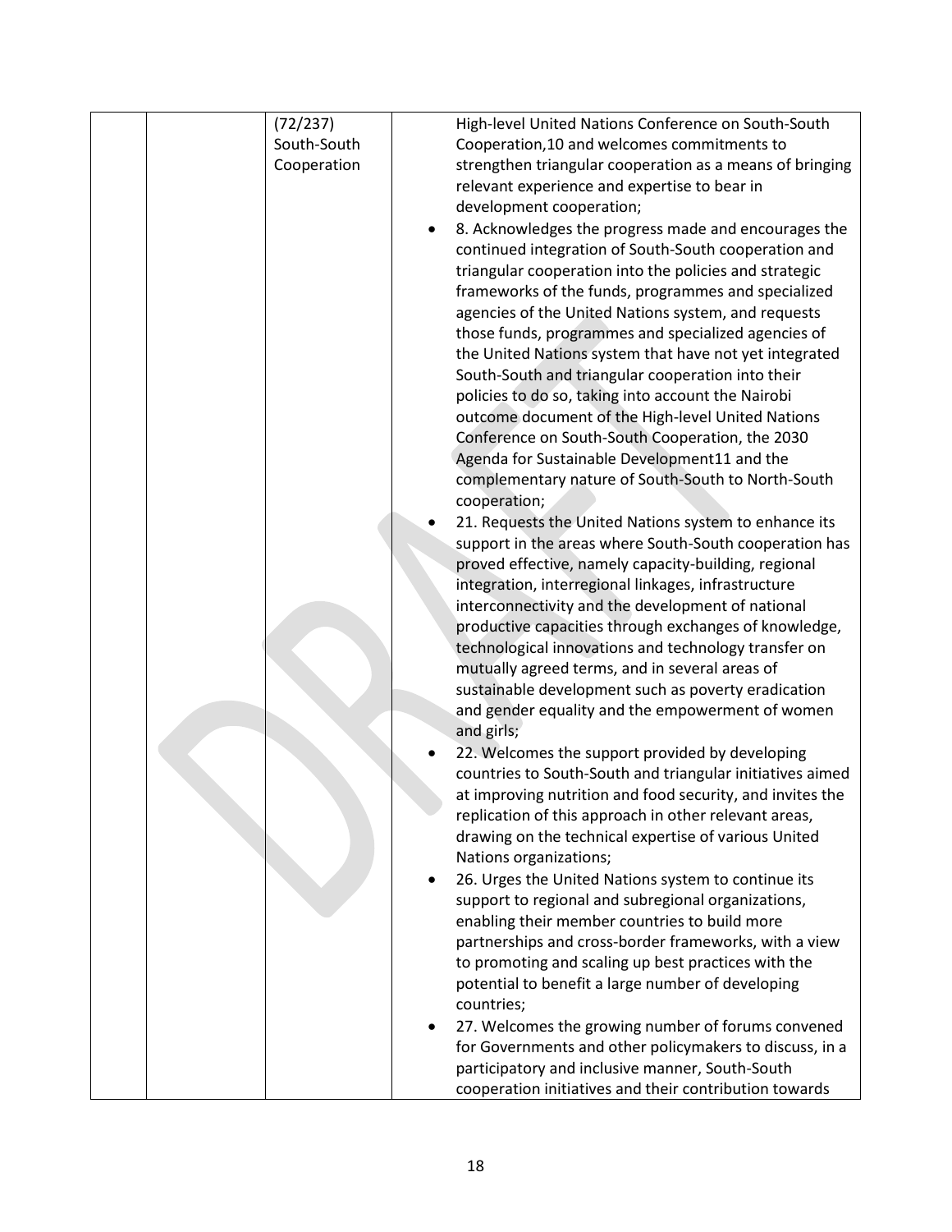|  |  | (72/237) South-South Cooperation | High-level United Nations Conference on South-South Cooperation,10 and welcomes commitments to strengthen triangular cooperation as a means of bringing relevant experience and expertise to bear in development cooperation;<br>• 8. Acknowledges the progress made and encourages the continued integration of South-South cooperation and triangular cooperation into the policies and strategic frameworks of the funds, programmes and specialized agencies of the United Nations system, and requests those funds, programmes and specialized agencies of the United Nations system that have not yet integrated South-South and triangular cooperation into their policies to do so, taking into account the Nairobi outcome document of the High-level United Nations Conference on South-South Cooperation, the 2030 Agenda for Sustainable Development11 and the complementary nature of South-South to North-South cooperation;<br>• 21. Requests the United Nations system to enhance its support in the areas where South-South cooperation has proved effective, namely capacity-building, regional integration, interregional linkages, infrastructure interconnectivity and the development of national productive capacities through exchanges of knowledge, technological innovations and technology transfer on mutually agreed terms, and in several areas of sustainable development such as poverty eradication and gender equality and the empowerment of women and girls;<br>• 22. Welcomes the support provided by developing countries to South-South and triangular initiatives aimed at improving nutrition and food security, and invites the replication of this approach in other relevant areas, drawing on the technical expertise of various United Nations organizations;<br>• 26. Urges the United Nations system to continue its support to regional and subregional organizations, enabling their member countries to build more partnerships and cross-border frameworks, with a view to promoting and scaling up best practices with the potential to benefit a large number of developing countries;<br>• 27. Welcomes the growing number of forums convened for Governments and other policymakers to discuss, in a participatory and inclusive manner, South-South cooperation initiatives and their contribution towards |
|---|---|---|---|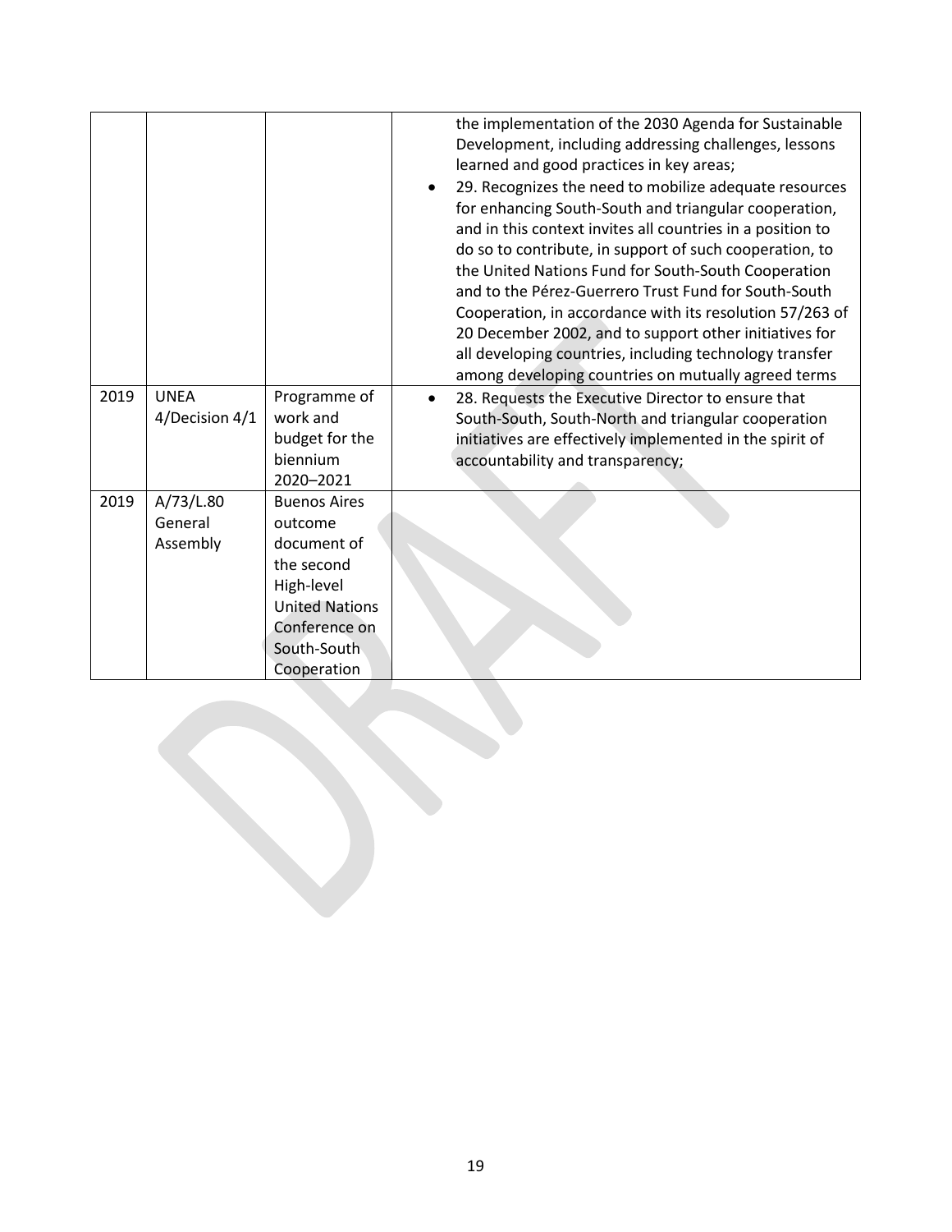| | | | |
|---|---|---|---|
| | | | the implementation of the 2030 Agenda for Sustainable Development, including addressing challenges, lessons learned and good practices in key areas;<br>• 29. Recognizes the need to mobilize adequate resources for enhancing South-South and triangular cooperation, and in this context invites all countries in a position to do so to contribute, in support of such cooperation, to the United Nations Fund for South-South Cooperation and to the Pérez-Guerrero Trust Fund for South-South Cooperation, in accordance with its resolution 57/263 of 20 December 2002, and to support other initiatives for all developing countries, including technology transfer among developing countries on mutually agreed terms |
| 2019 | UNEA 4/Decision 4/1 | Programme of work and budget for the biennium 2020–2021 | • 28. Requests the Executive Director to ensure that South-South, South-North and triangular cooperation initiatives are effectively implemented in the spirit of accountability and transparency; |
| 2019 | A/73/L.80 General Assembly | Buenos Aires outcome document of the second High-level United Nations Conference on South-South Cooperation | |